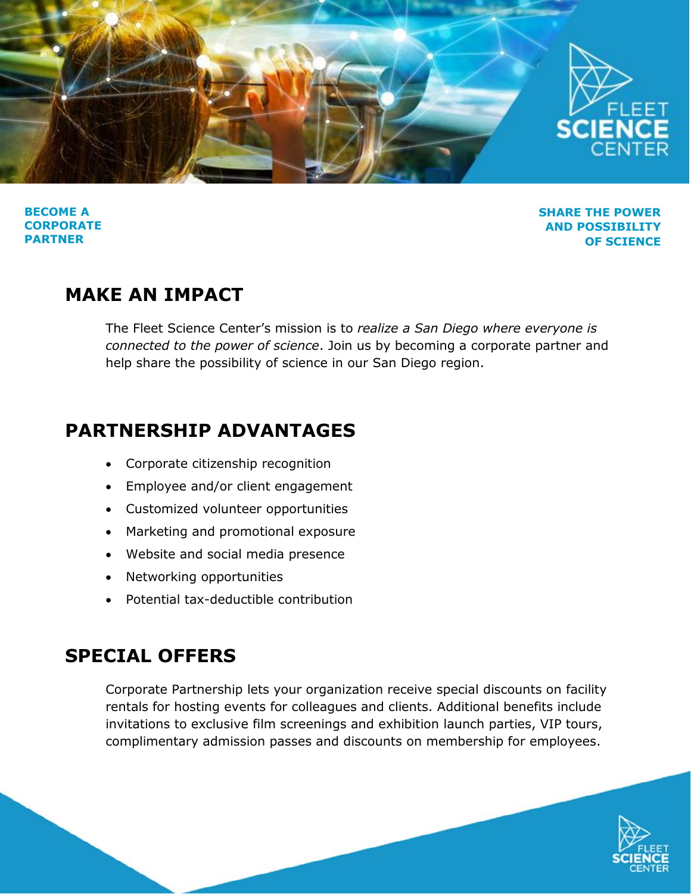**BECOME A CORPORATE PARTNER**

**SHARE THE POWER AND POSSIBILITY OF SCIENCE**

## MAKE AN IMPACT

The Fleet Science Center's mission is to *realize a San Diego where everyone is connected to the power of science*. Join us by becoming a corporate partner and help share the possibility of science in our San Diego region.

## PARTNERSHIP ADVANTAGES

- Corporate citizenship recognition
- Employee and/or client engagement
- Customized volunteer opportunities
- Marketing and promotional exposure
- Website and social media presence
- Networking opportunities
- Potential tax-deductible contribution

## SPECIAL OFFERS

Corporate Partnership lets your organization receive special discounts on facility rentals for hosting events for colleagues and clients. Additional benefits include invitations to exclusive film screenings and exhibition launch parties, VIP tours, complimentary admission passes and discounts on membership for employees.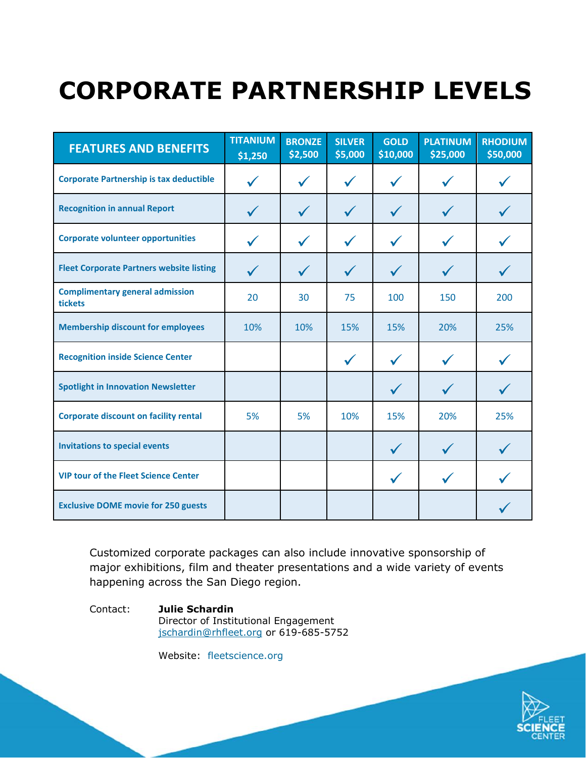# CORPORATE PARTNERSHIP LEVELS

| FEATURES AND BENEFITS | TITANIUM $1,250 | BRONZE $2,500 | SILVER $5,000 | GOLD $10,000 | PLATINUM $25,000 | RHODIUM $50,000 |
|---|---|---|---|---|---|---|
| Corporate Partnership is tax deductible | ✓ | ✓ | ✓ | ✓ | ✓ | ✓ |
| Recognition in annual Report | ✓ | ✓ | ✓ | ✓ | ✓ | ✓ |
| Corporate volunteer opportunities | ✓ | ✓ | ✓ | ✓ | ✓ | ✓ |
| Fleet Corporate Partners website listing | ✓ | ✓ | ✓ | ✓ | ✓ | ✓ |
| Complimentary general admission tickets | 20 | 30 | 75 | 100 | 150 | 200 |
| Membership discount for employees | 10% | 10% | 15% | 15% | 20% | 25% |
| Recognition inside Science Center | | | ✓ | ✓ | ✓ | ✓ |
| Spotlight in Innovation Newsletter | | | | ✓ | ✓ | ✓ |
| Corporate discount on facility rental | 5% | 5% | 10% | 15% | 20% | 25% |
| Invitations to special events | | | | ✓ | ✓ | ✓ |
| VIP tour of the Fleet Science Center | | | | ✓ | ✓ | ✓ |
| Exclusive DOME movie for 250 guests | | | | | | ✓ |

Customized corporate packages can also include innovative sponsorship of major exhibitions, film and theater presentations and a wide variety of events happening across the San Diego region.

Contact: **Julie Schardin**
Director of Institutional Engagement
jschardin@rhfleet.org or 619-685-5752

Website: fleetscience.org

FLEET SCIENCE CENTER